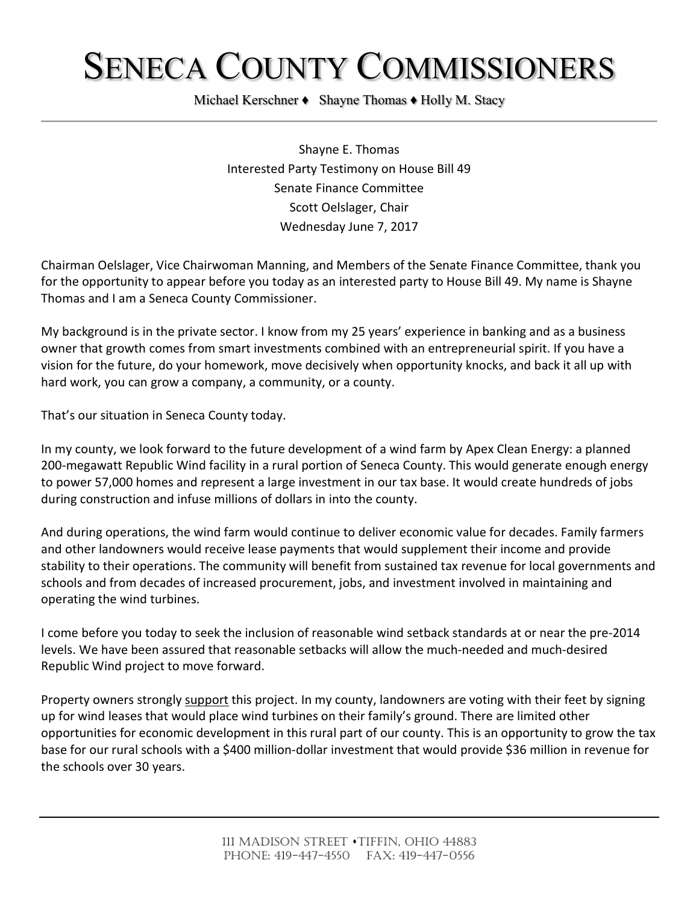# SENECA COUNTY COMMISSIONERS

Michael Kerschner ♦ Shayne Thomas ♦ Holly M. Stacy

Shayne E. Thomas
Interested Party Testimony on House Bill 49
Senate Finance Committee
Scott Oelslager, Chair
Wednesday June 7, 2017

Chairman Oelslager, Vice Chairwoman Manning, and Members of the Senate Finance Committee, thank you for the opportunity to appear before you today as an interested party to House Bill 49. My name is Shayne Thomas and I am a Seneca County Commissioner.

My background is in the private sector. I know from my 25 years' experience in banking and as a business owner that growth comes from smart investments combined with an entrepreneurial spirit. If you have a vision for the future, do your homework, move decisively when opportunity knocks, and back it all up with hard work, you can grow a company, a community, or a county.

That's our situation in Seneca County today.

In my county, we look forward to the future development of a wind farm by Apex Clean Energy: a planned 200-megawatt Republic Wind facility in a rural portion of Seneca County. This would generate enough energy to power 57,000 homes and represent a large investment in our tax base. It would create hundreds of jobs during construction and infuse millions of dollars in into the county.

And during operations, the wind farm would continue to deliver economic value for decades. Family farmers and other landowners would receive lease payments that would supplement their income and provide stability to their operations. The community will benefit from sustained tax revenue for local governments and schools and from decades of increased procurement, jobs, and investment involved in maintaining and operating the wind turbines.

I come before you today to seek the inclusion of reasonable wind setback standards at or near the pre-2014 levels. We have been assured that reasonable setbacks will allow the much-needed and much-desired Republic Wind project to move forward.

Property owners strongly <u>support</u> this project. In my county, landowners are voting with their feet by signing up for wind leases that would place wind turbines on their family's ground. There are limited other opportunities for economic development in this rural part of our county. This is an opportunity to grow the tax base for our rural schools with a $400 million-dollar investment that would provide $36 million in revenue for the schools over 30 years.

111 MADISON STREET • TIFFIN, OHIO 44883
PHONE: 419-447-4550 FAX: 419-447-0556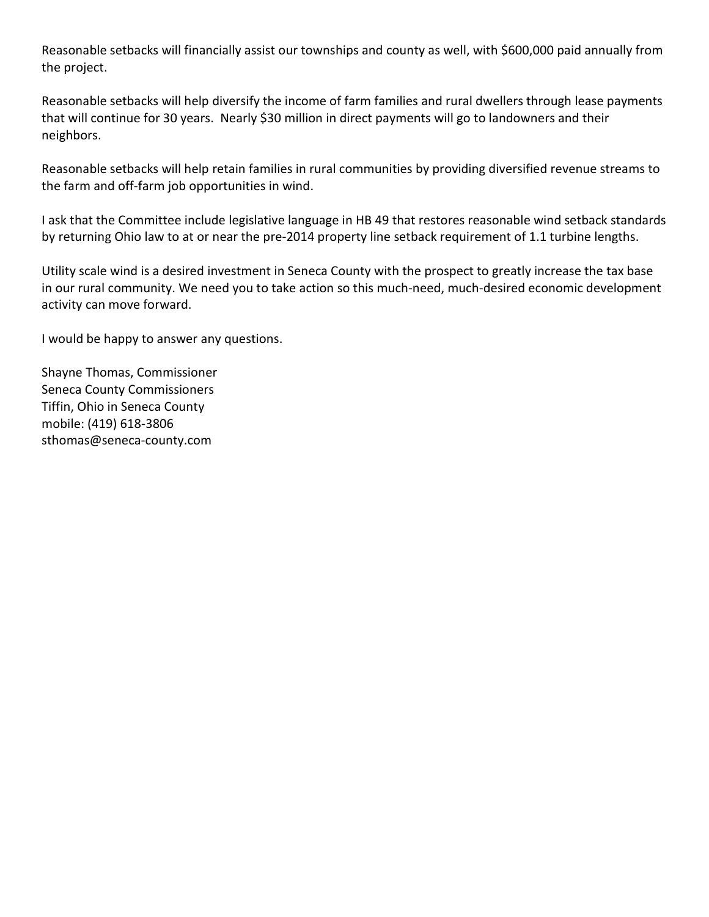Reasonable setbacks will financially assist our townships and county as well, with $600,000 paid annually from the project.

Reasonable setbacks will help diversify the income of farm families and rural dwellers through lease payments that will continue for 30 years. Nearly $30 million in direct payments will go to landowners and their neighbors.

Reasonable setbacks will help retain families in rural communities by providing diversified revenue streams to the farm and off-farm job opportunities in wind.

I ask that the Committee include legislative language in HB 49 that restores reasonable wind setback standards by returning Ohio law to at or near the pre-2014 property line setback requirement of 1.1 turbine lengths.

Utility scale wind is a desired investment in Seneca County with the prospect to greatly increase the tax base in our rural community. We need you to take action so this much-need, much-desired economic development activity can move forward.

I would be happy to answer any questions.

Shayne Thomas, Commissioner
Seneca County Commissioners
Tiffin, Ohio in Seneca County
mobile: (419) 618-3806
sthomas@seneca-county.com